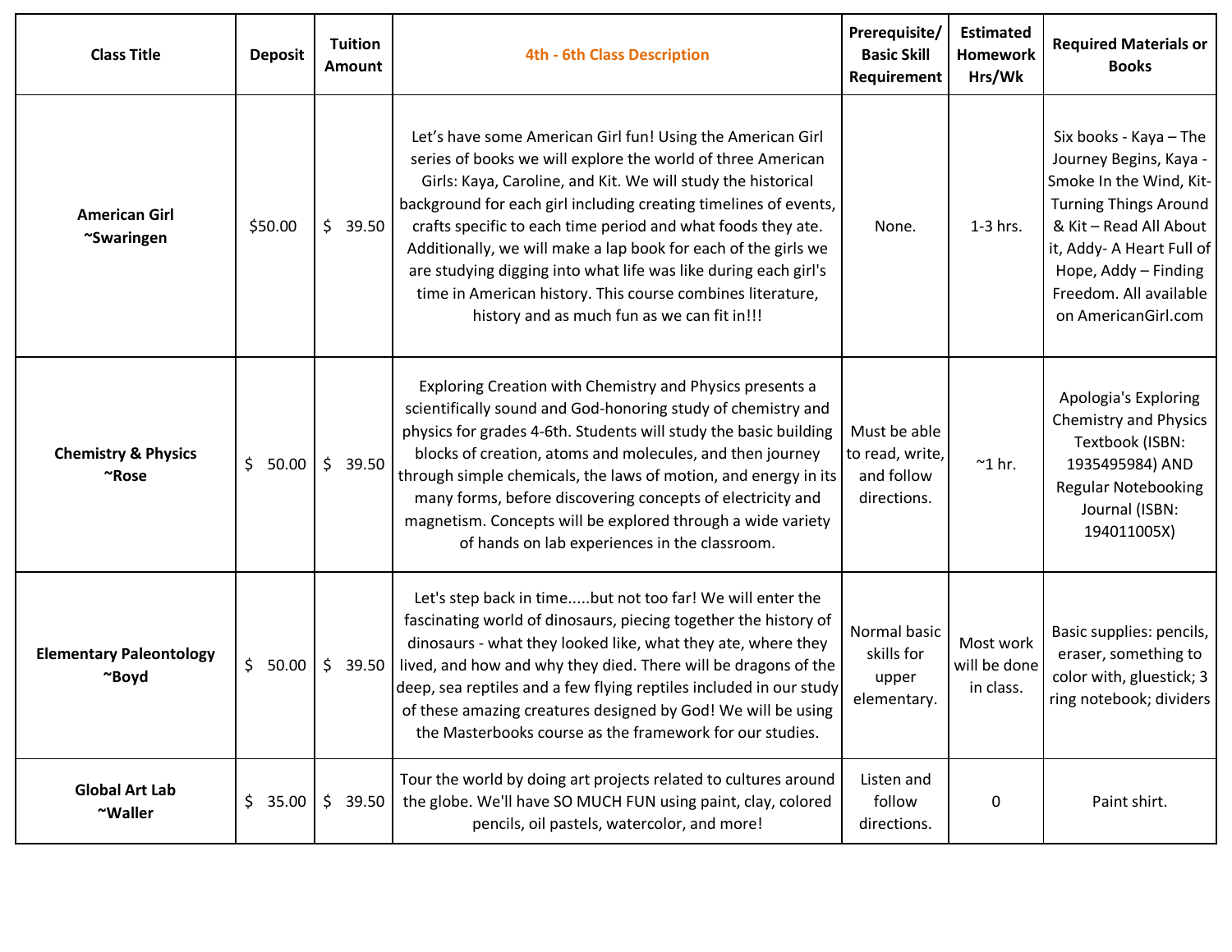| Class Title | Deposit | Tuition Amount | 4th - 6th Class Description | Prerequisite/ Basic Skill Requirement | Estimated Homework Hrs/Wk | Required Materials or Books |
|---|---|---|---|---|---|---|
| **American Girl ~Swaringen** | $50.00 | $ 39.50 | Let's have some American Girl fun! Using the American Girl series of books we will explore the world of three American Girls: Kaya, Caroline, and Kit. We will study the historical background for each girl including creating timelines of events, crafts specific to each time period and what foods they ate. Additionally, we will make a lap book for each of the girls we are studying digging into what life was like during each girl's time in American history. This course combines literature, history and as much fun as we can fit in!!! | None. | 1-3 hrs. | Six books - Kaya – The Journey Begins, Kaya - Smoke In the Wind, Kit- Turning Things Around & Kit – Read All About it, Addy- A Heart Full of Hope, Addy – Finding Freedom. All available on AmericanGirl.com |
| **Chemistry & Physics ~Rose** | $ 50.00 | $ 39.50 | Exploring Creation with Chemistry and Physics presents a scientifically sound and God-honoring study of chemistry and physics for grades 4-6th. Students will study the basic building blocks of creation, atoms and molecules, and then journey through simple chemicals, the laws of motion, and energy in its many forms, before discovering concepts of electricity and magnetism. Concepts will be explored through a wide variety of hands on lab experiences in the classroom. | Must be able to read, write, and follow directions. | ~1 hr. | Apologia's Exploring Chemistry and Physics Textbook (ISBN: 1935495984) AND Regular Notebooking Journal (ISBN: 194011005X) |
| **Elementary Paleontology ~Boyd** | $ 50.00 | $ 39.50 | Let's step back in time.....but not too far! We will enter the fascinating world of dinosaurs, piecing together the history of dinosaurs - what they looked like, what they ate, where they lived, and how and why they died. There will be dragons of the deep, sea reptiles and a few flying reptiles included in our study of these amazing creatures designed by God! We will be using the Masterbooks course as the framework for our studies. | Normal basic skills for upper elementary. | Most work will be done in class. | Basic supplies: pencils, eraser, something to color with, gluestick; 3 ring notebook; dividers |
| **Global Art Lab ~Waller** | $ 35.00 | $ 39.50 | Tour the world by doing art projects related to cultures around the globe. We'll have SO MUCH FUN using paint, clay, colored pencils, oil pastels, watercolor, and more! | Listen and follow directions. | 0 | Paint shirt. |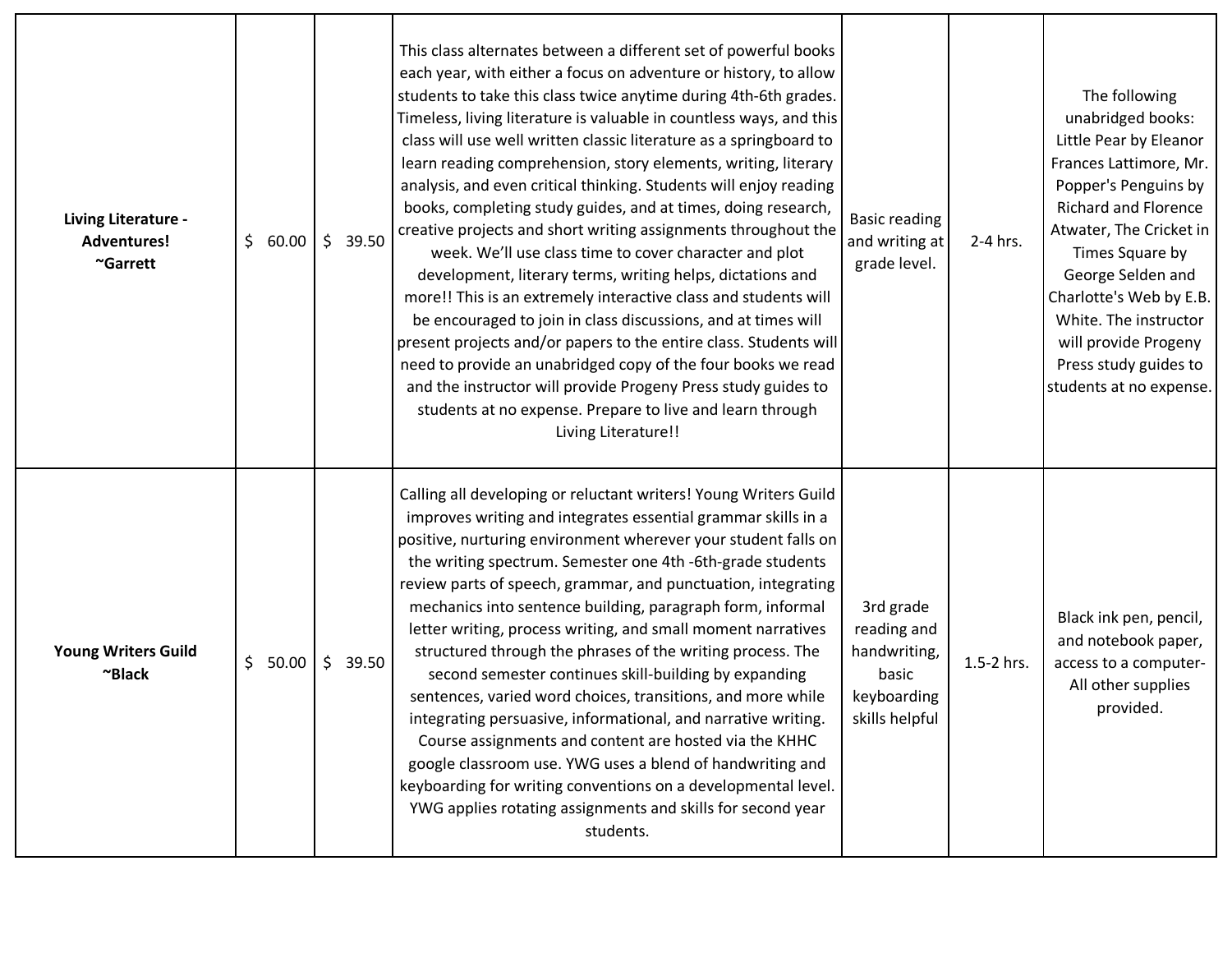| | | | | | | |
|---|---|---|---|---|---|---|
| **Living Literature - Adventures! ~Garrett** | $ 60.00 | $ 39.50 | This class alternates between a different set of powerful books each year, with either a focus on adventure or history, to allow students to take this class twice anytime during 4th-6th grades. Timeless, living literature is valuable in countless ways, and this class will use well written classic literature as a springboard to learn reading comprehension, story elements, writing, literary analysis, and even critical thinking. Students will enjoy reading books, completing study guides, and at times, doing research, creative projects and short writing assignments throughout the week. We'll use class time to cover character and plot development, literary terms, writing helps, dictations and more!! This is an extremely interactive class and students will be encouraged to join in class discussions, and at times will present projects and/or papers to the entire class. Students will need to provide an unabridged copy of the four books we read and the instructor will provide Progeny Press study guides to students at no expense. Prepare to live and learn through Living Literature!! | Basic reading and writing at grade level. | 2-4 hrs. | The following unabridged books: Little Pear by Eleanor Frances Lattimore, Mr. Popper's Penguins by Richard and Florence Atwater, The Cricket in Times Square by George Selden and Charlotte's Web by E.B. White. The instructor will provide Progeny Press study guides to students at no expense. |
| **Young Writers Guild ~Black** | $ 50.00 | $ 39.50 | Calling all developing or reluctant writers! Young Writers Guild improves writing and integrates essential grammar skills in a positive, nurturing environment wherever your student falls on the writing spectrum. Semester one 4th -6th-grade students review parts of speech, grammar, and punctuation, integrating mechanics into sentence building, paragraph form, informal letter writing, process writing, and small moment narratives structured through the phrases of the writing process. The second semester continues skill-building by expanding sentences, varied word choices, transitions, and more while integrating persuasive, informational, and narrative writing. Course assignments and content are hosted via the KHHC google classroom use. YWG uses a blend of handwriting and keyboarding for writing conventions on a developmental level. YWG applies rotating assignments and skills for second year students. | 3rd grade reading and handwriting, basic keyboarding skills helpful | 1.5-2 hrs. | Black ink pen, pencil, and notebook paper, access to a computer- All other supplies provided. |